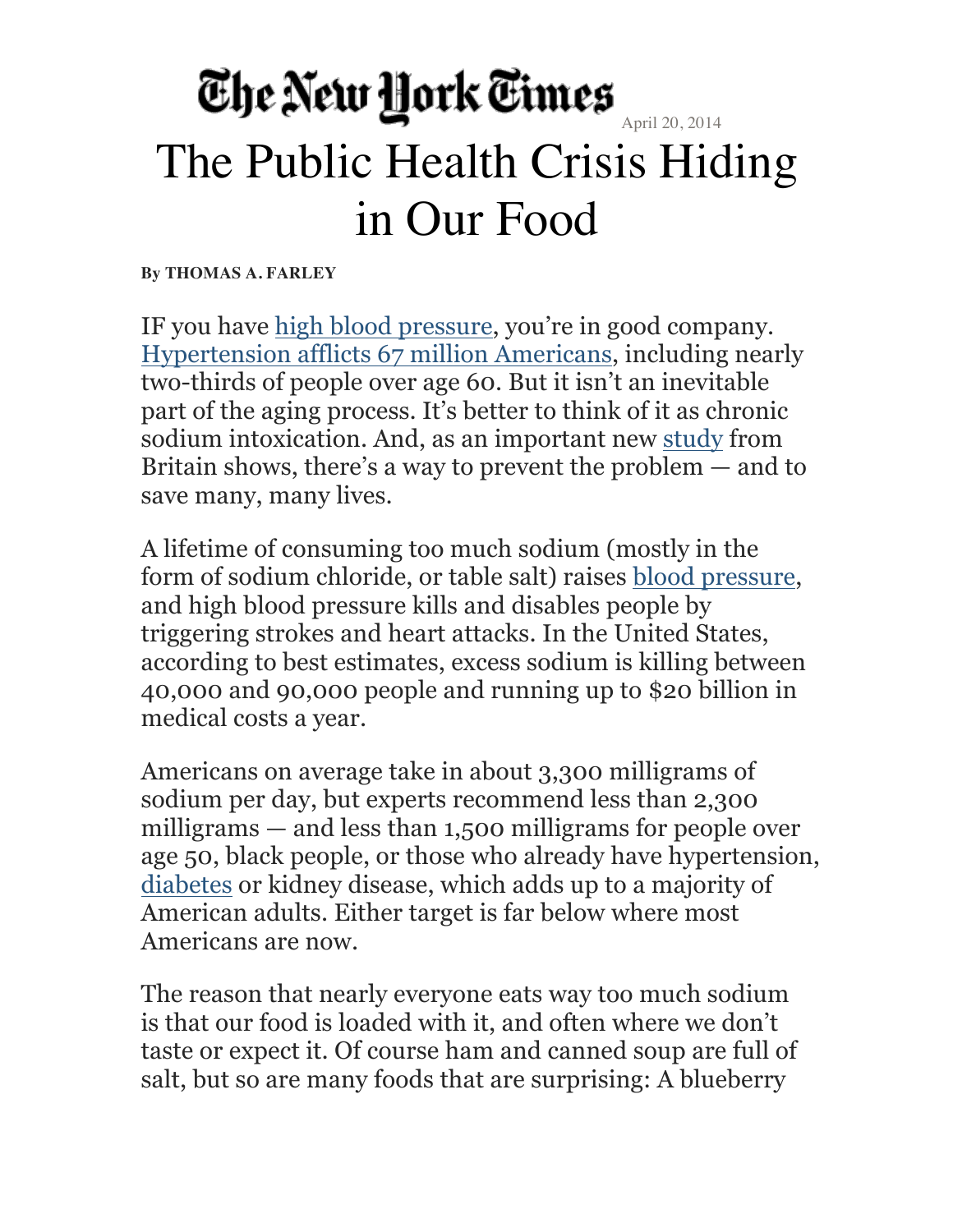The New York Times

April 20, 2014

# The Public Health Crisis Hiding in Our Food

**By THOMAS A. FARLEY**

IF you have high blood pressure, you're in good company. Hypertension afflicts 67 million Americans, including nearly two-thirds of people over age 60. But it isn't an inevitable part of the aging process. It's better to think of it as chronic sodium intoxication. And, as an important new study from Britain shows, there's a way to prevent the problem — and to save many, many lives.

A lifetime of consuming too much sodium (mostly in the form of sodium chloride, or table salt) raises blood pressure, and high blood pressure kills and disables people by triggering strokes and heart attacks. In the United States, according to best estimates, excess sodium is killing between 40,000 and 90,000 people and running up to $20 billion in medical costs a year.

Americans on average take in about 3,300 milligrams of sodium per day, but experts recommend less than 2,300 milligrams — and less than 1,500 milligrams for people over age 50, black people, or those who already have hypertension, diabetes or kidney disease, which adds up to a majority of American adults. Either target is far below where most Americans are now.

The reason that nearly everyone eats way too much sodium is that our food is loaded with it, and often where we don't taste or expect it. Of course ham and canned soup are full of salt, but so are many foods that are surprising: A blueberry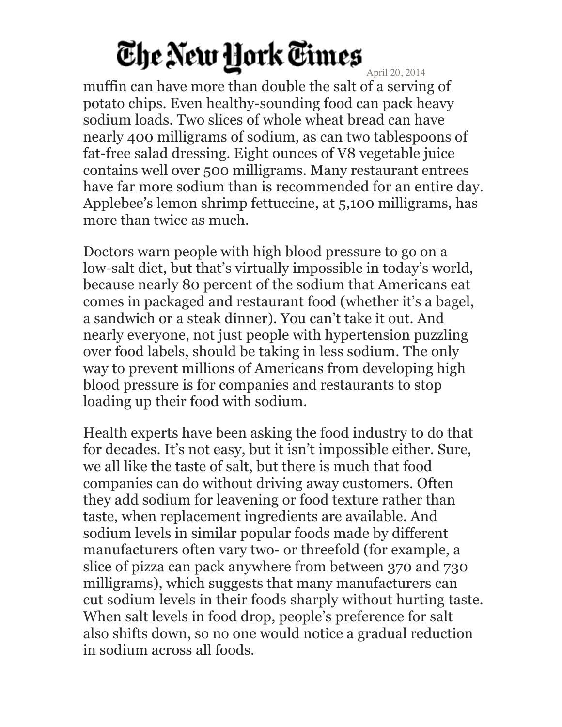muffin can have more than double the salt of a serving of potato chips. Even healthy-sounding food can pack heavy sodium loads. Two slices of whole wheat bread can have nearly 400 milligrams of sodium, as can two tablespoons of fat-free salad dressing. Eight ounces of V8 vegetable juice contains well over 500 milligrams. Many restaurant entrees have far more sodium than is recommended for an entire day. Applebee's lemon shrimp fettuccine, at 5,100 milligrams, has more than twice as much.

Doctors warn people with high blood pressure to go on a low-salt diet, but that's virtually impossible in today's world, because nearly 80 percent of the sodium that Americans eat comes in packaged and restaurant food (whether it's a bagel, a sandwich or a steak dinner). You can't take it out. And nearly everyone, not just people with hypertension puzzling over food labels, should be taking in less sodium. The only way to prevent millions of Americans from developing high blood pressure is for companies and restaurants to stop loading up their food with sodium.

Health experts have been asking the food industry to do that for decades. It's not easy, but it isn't impossible either. Sure, we all like the taste of salt, but there is much that food companies can do without driving away customers. Often they add sodium for leavening or food texture rather than taste, when replacement ingredients are available. And sodium levels in similar popular foods made by different manufacturers often vary two- or threefold (for example, a slice of pizza can pack anywhere from between 370 and 730 milligrams), which suggests that many manufacturers can cut sodium levels in their foods sharply without hurting taste. When salt levels in food drop, people's preference for salt also shifts down, so no one would notice a gradual reduction in sodium across all foods.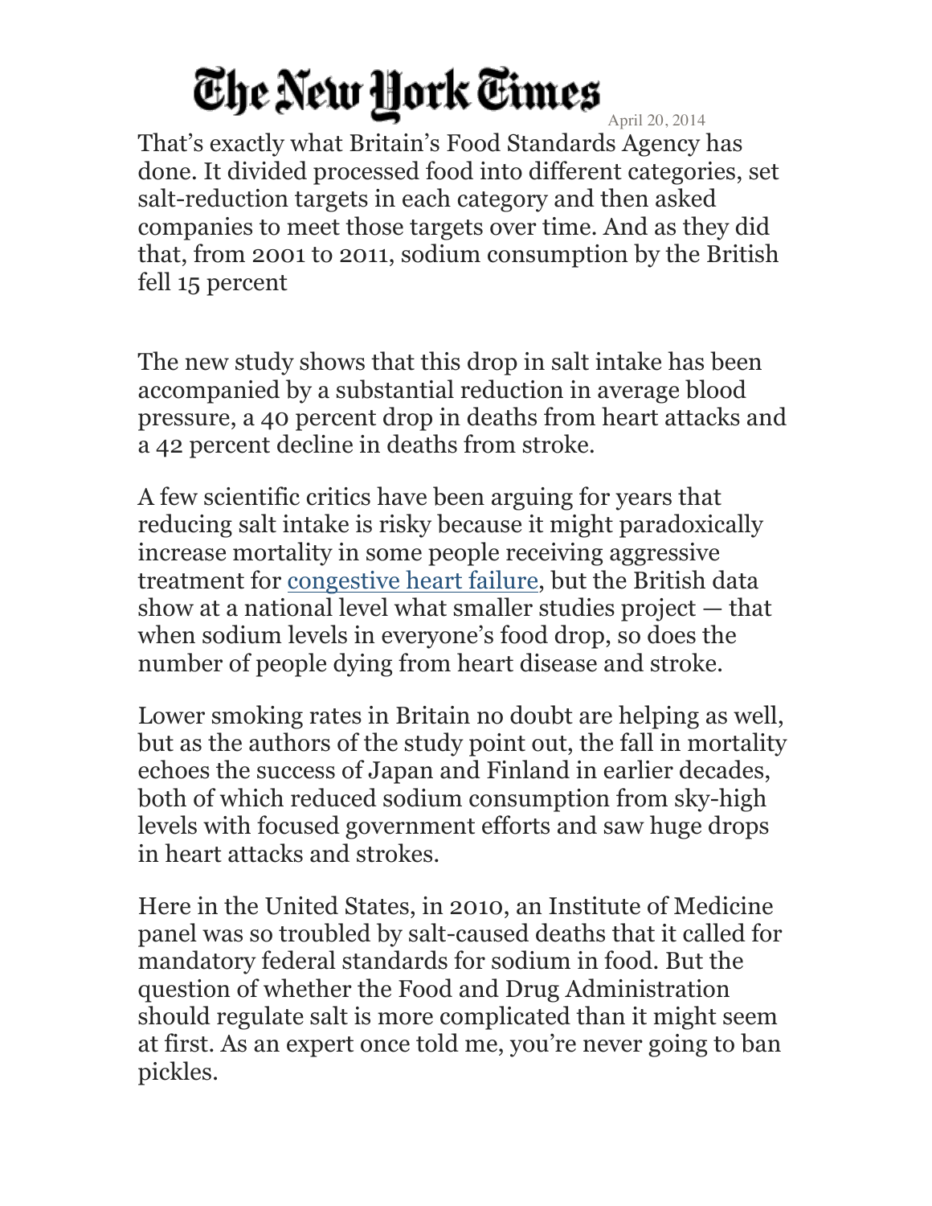That's exactly what Britain's Food Standards Agency has done. It divided processed food into different categories, set salt-reduction targets in each category and then asked companies to meet those targets over time. And as they did that, from 2001 to 2011, sodium consumption by the British fell 15 percent

The new study shows that this drop in salt intake has been accompanied by a substantial reduction in average blood pressure, a 40 percent drop in deaths from heart attacks and a 42 percent decline in deaths from stroke.

A few scientific critics have been arguing for years that reducing salt intake is risky because it might paradoxically increase mortality in some people receiving aggressive treatment for congestive heart failure, but the British data show at a national level what smaller studies project — that when sodium levels in everyone's food drop, so does the number of people dying from heart disease and stroke.

Lower smoking rates in Britain no doubt are helping as well, but as the authors of the study point out, the fall in mortality echoes the success of Japan and Finland in earlier decades, both of which reduced sodium consumption from sky-high levels with focused government efforts and saw huge drops in heart attacks and strokes.

Here in the United States, in 2010, an Institute of Medicine panel was so troubled by salt-caused deaths that it called for mandatory federal standards for sodium in food. But the question of whether the Food and Drug Administration should regulate salt is more complicated than it might seem at first. As an expert once told me, you're never going to ban pickles.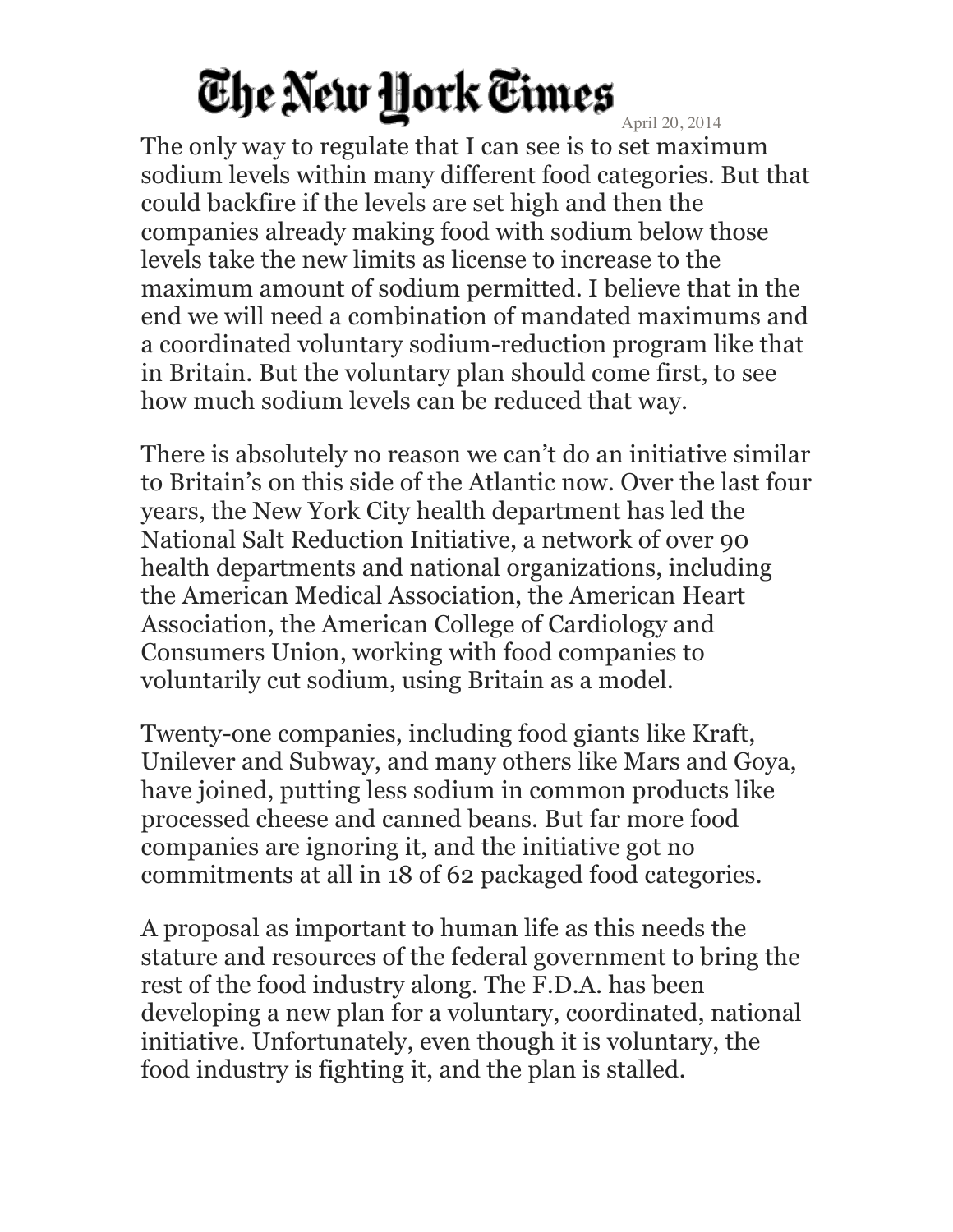The only way to regulate that I can see is to set maximum sodium levels within many different food categories. But that could backfire if the levels are set high and then the companies already making food with sodium below those levels take the new limits as license to increase to the maximum amount of sodium permitted. I believe that in the end we will need a combination of mandated maximums and a coordinated voluntary sodium-reduction program like that in Britain. But the voluntary plan should come first, to see how much sodium levels can be reduced that way.

There is absolutely no reason we can't do an initiative similar to Britain's on this side of the Atlantic now. Over the last four years, the New York City health department has led the National Salt Reduction Initiative, a network of over 90 health departments and national organizations, including the American Medical Association, the American Heart Association, the American College of Cardiology and Consumers Union, working with food companies to voluntarily cut sodium, using Britain as a model.

Twenty-one companies, including food giants like Kraft, Unilever and Subway, and many others like Mars and Goya, have joined, putting less sodium in common products like processed cheese and canned beans. But far more food companies are ignoring it, and the initiative got no commitments at all in 18 of 62 packaged food categories.

A proposal as important to human life as this needs the stature and resources of the federal government to bring the rest of the food industry along. The F.D.A. has been developing a new plan for a voluntary, coordinated, national initiative. Unfortunately, even though it is voluntary, the food industry is fighting it, and the plan is stalled.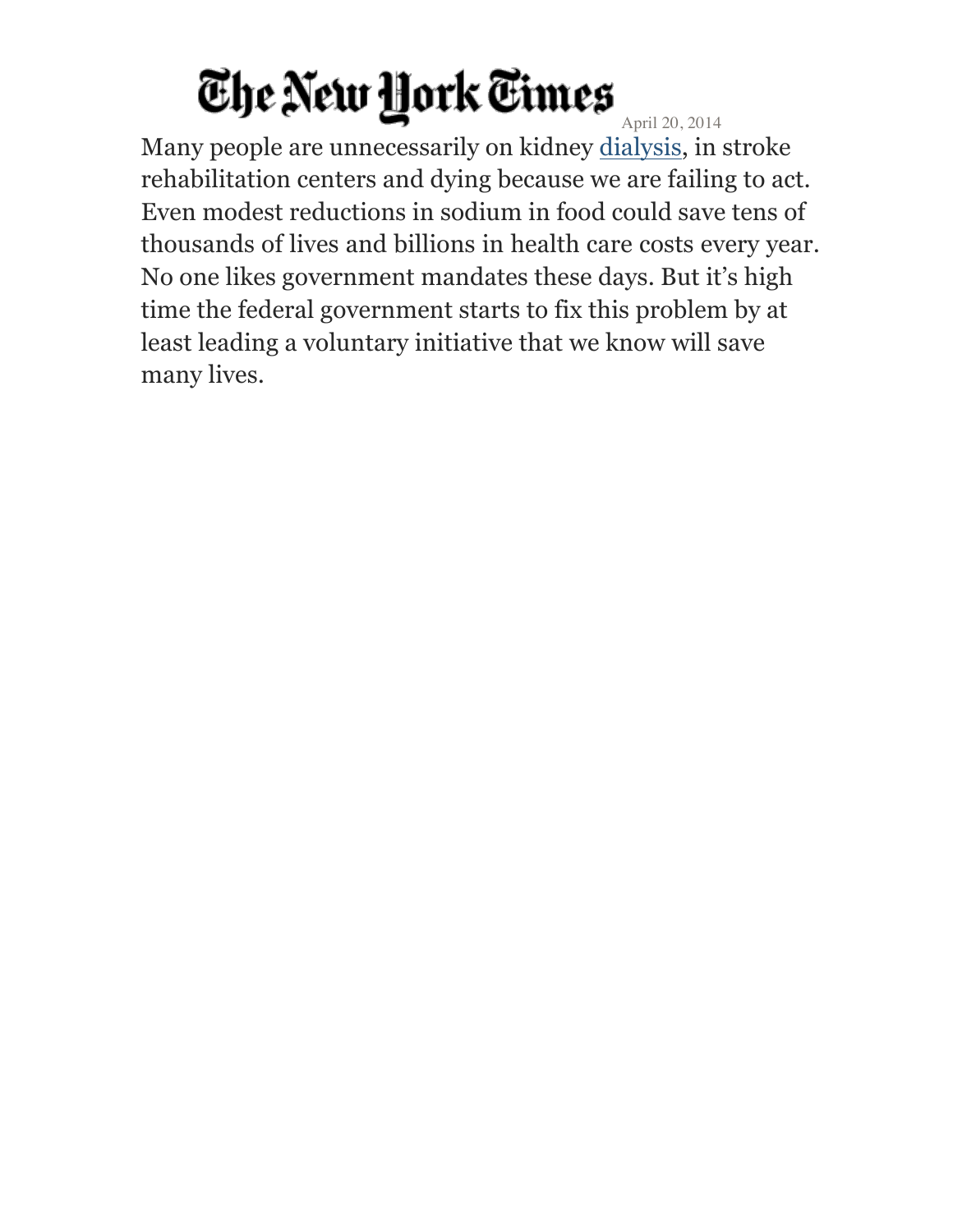Many people are unnecessarily on kidney dialysis, in stroke rehabilitation centers and dying because we are failing to act. Even modest reductions in sodium in food could save tens of thousands of lives and billions in health care costs every year. No one likes government mandates these days. But it's high time the federal government starts to fix this problem by at least leading a voluntary initiative that we know will save many lives.